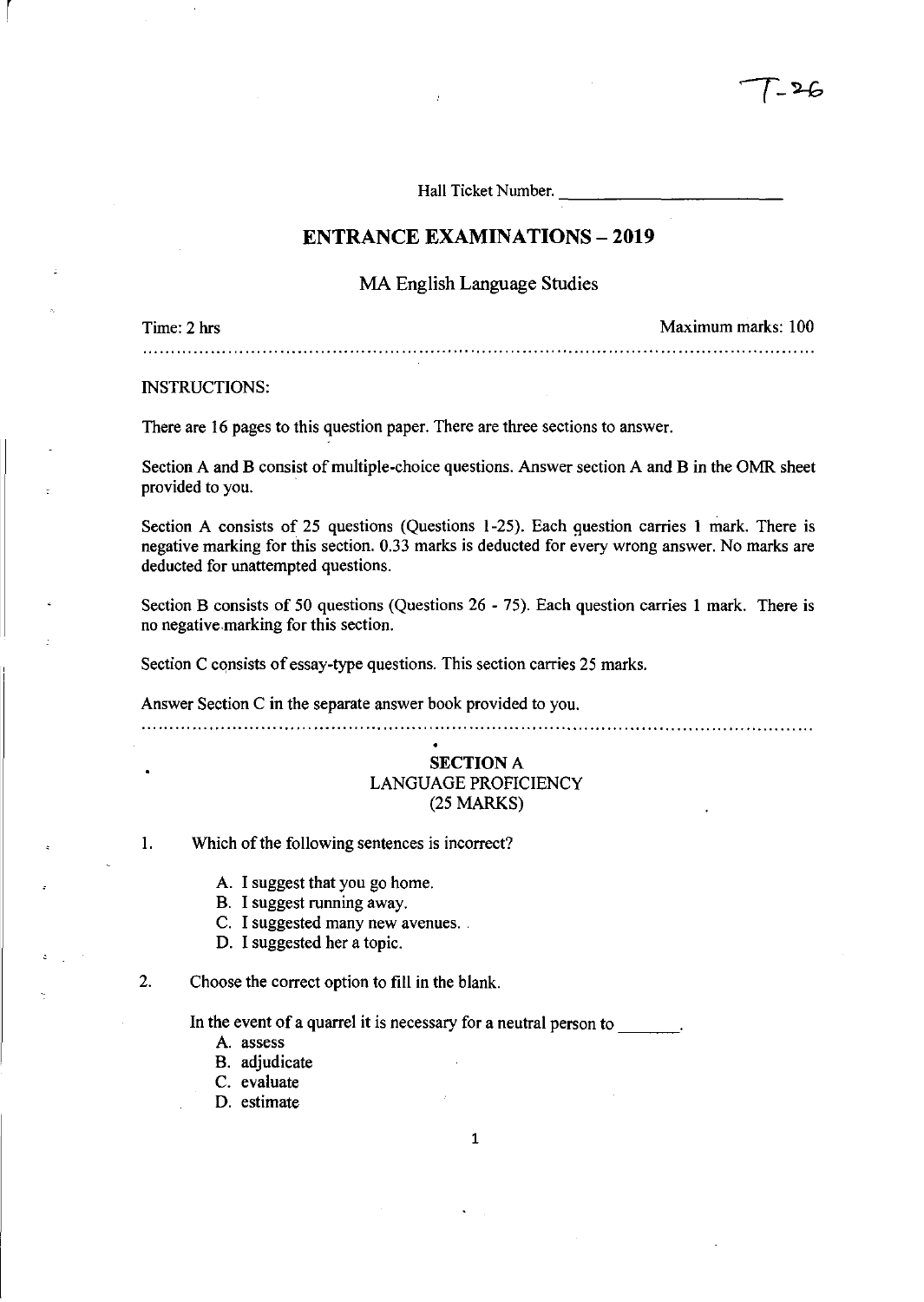T-26

Hall Ticket Number. ____________________

## ENTRANCE EXAMINATIONS – 2019

MA English Language Studies

Time: 2 hrs Maximum marks: 100

INSTRUCTIONS:

There are 16 pages to this question paper. There are three sections to answer.

Section A and B consist of multiple-choice questions. Answer section A and B in the OMR sheet provided to you.

Section A consists of 25 questions (Questions 1-25). Each question carries 1 mark. There is negative marking for this section. 0.33 marks is deducted for every wrong answer. No marks are deducted for unattempted questions.

Section B consists of 50 questions (Questions 26 - 75). Each question carries 1 mark. There is no negative marking for this section.

Section C consists of essay-type questions. This section carries 25 marks.

Answer Section C in the separate answer book provided to you.

### SECTION A
### LANGUAGE PROFICIENCY
### (25 MARKS)

1. Which of the following sentences is incorrect?

   A. I suggest that you go home.
   B. I suggest running away.
   C. I suggested many new avenues.
   D. I suggested her a topic.

2. Choose the correct option to fill in the blank.

   In the event of a quarrel it is necessary for a neutral person to _______.

   A. assess
   B. adjudicate
   C. evaluate
   D. estimate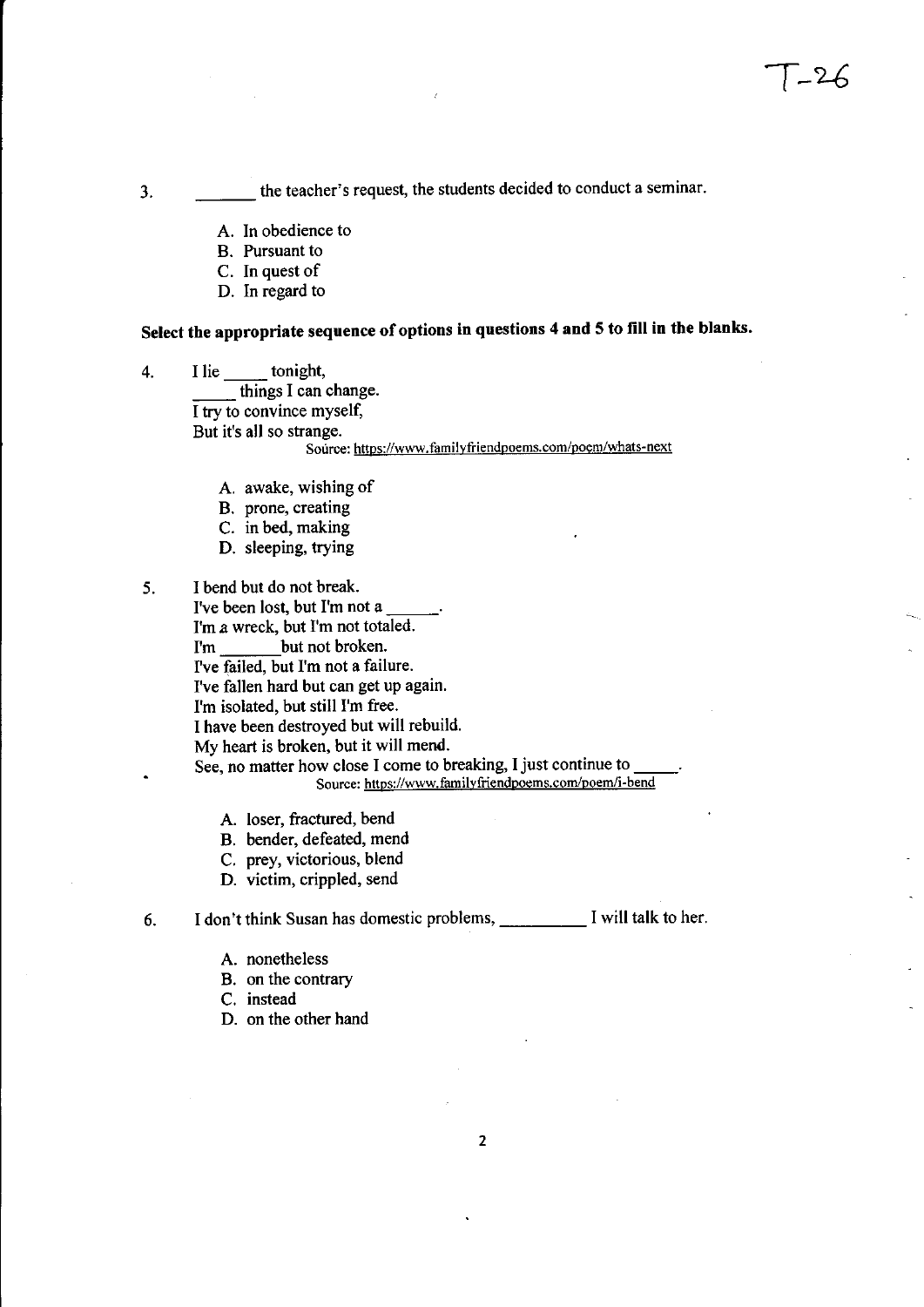3. _______ the teacher's request, the students decided to conduct a seminar.

   A. In obedience to
   B. Pursuant to
   C. In quest of
   D. In regard to

**Select the appropriate sequence of options in questions 4 and 5 to fill in the blanks.**

4. I lie _____ tonight,
   _____ things I can change.
   I try to convince myself,
   But it's all so strange.
   Source: https://www.familyfriendpoems.com/poem/whats-next

   A. awake, wishing of
   B. prone, creating
   C. in bed, making
   D. sleeping, trying

5. I bend but do not break.
   I've been lost, but I'm not a ______.
   I'm a wreck, but I'm not totaled.
   I'm _______ but not broken.
   I've failed, but I'm not a failure.
   I've fallen hard but can get up again.
   I'm isolated, but still I'm free.
   I have been destroyed but will rebuild.
   My heart is broken, but it will mend.
   See, no matter how close I come to breaking, I just continue to _____.
   Source: https://www.familyfriendpoems.com/poem/i-bend

   A. loser, fractured, bend
   B. bender, defeated, mend
   C. prey, victorious, blend
   D. victim, crippled, send

6. I don't think Susan has domestic problems, __________ I will talk to her.

   A. nonetheless
   B. on the contrary
   C. instead
   D. on the other hand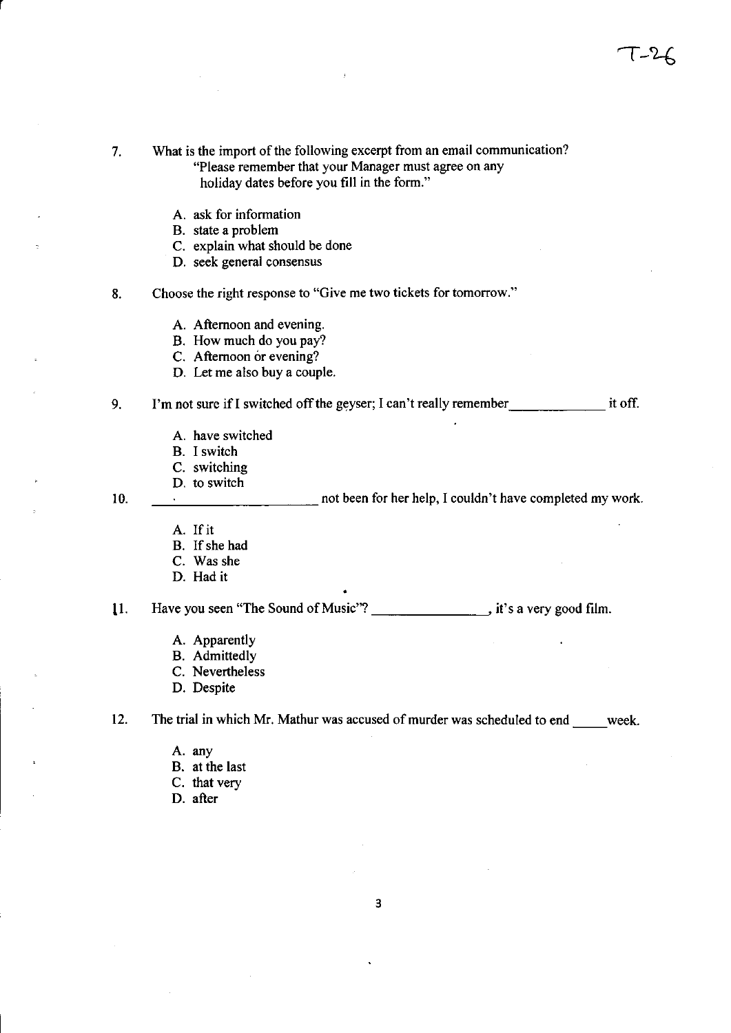7. What is the import of the following excerpt from an email communication?
   "Please remember that your Manager must agree on any holiday dates before you fill in the form."

   A. ask for information
   B. state a problem
   C. explain what should be done
   D. seek general consensus

8. Choose the right response to "Give me two tickets for tomorrow."

   A. Afternoon and evening.
   B. How much do you pay?
   C. Afternoon or evening?
   D. Let me also buy a couple.

9. I'm not sure if I switched off the geyser; I can't really remember_____________ it off.

   A. have switched
   B. I switch
   C. switching
   D. to switch

10. ______________________ not been for her help, I couldn't have completed my work.

    A. If it
    B. If she had
    C. Was she
    D. Had it

11. Have you seen "The Sound of Music"? _______________, it's a very good film.

    A. Apparently
    B. Admittedly
    C. Nevertheless
    D. Despite

12. The trial in which Mr. Mathur was accused of murder was scheduled to end _____week.

    A. any
    B. at the last
    C. that very
    D. after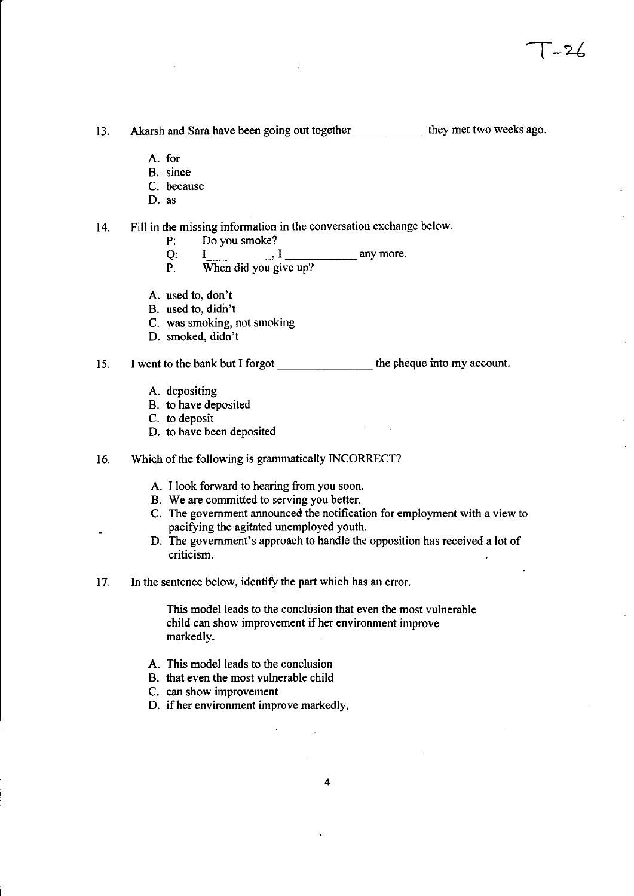13. Akarsh and Sara have been going out together ___________ they met two weeks ago.

    A. for
    B. since
    C. because
    D. as

14. Fill in the missing information in the conversation exchange below.

    P: Do you smoke?
    Q: I __________, I __________ any more.
    P. When did you give up?

    A. used to, don't
    B. used to, didn't
    C. was smoking, not smoking
    D. smoked, didn't

15. I went to the bank but I forgot _______________ the cheque into my account.

    A. depositing
    B. to have deposited
    C. to deposit
    D. to have been deposited

16. Which of the following is grammatically INCORRECT?

    A. I look forward to hearing from you soon.
    B. We are committed to serving you better.
    C. The government announced the notification for employment with a view to pacifying the agitated unemployed youth.
    D. The government's approach to handle the opposition has received a lot of criticism.

17. In the sentence below, identify the part which has an error.

    This model leads to the conclusion that even the most vulnerable child can show improvement if her environment improve markedly.

    A. This model leads to the conclusion
    B. that even the most vulnerable child
    C. can show improvement
    D. if her environment improve markedly.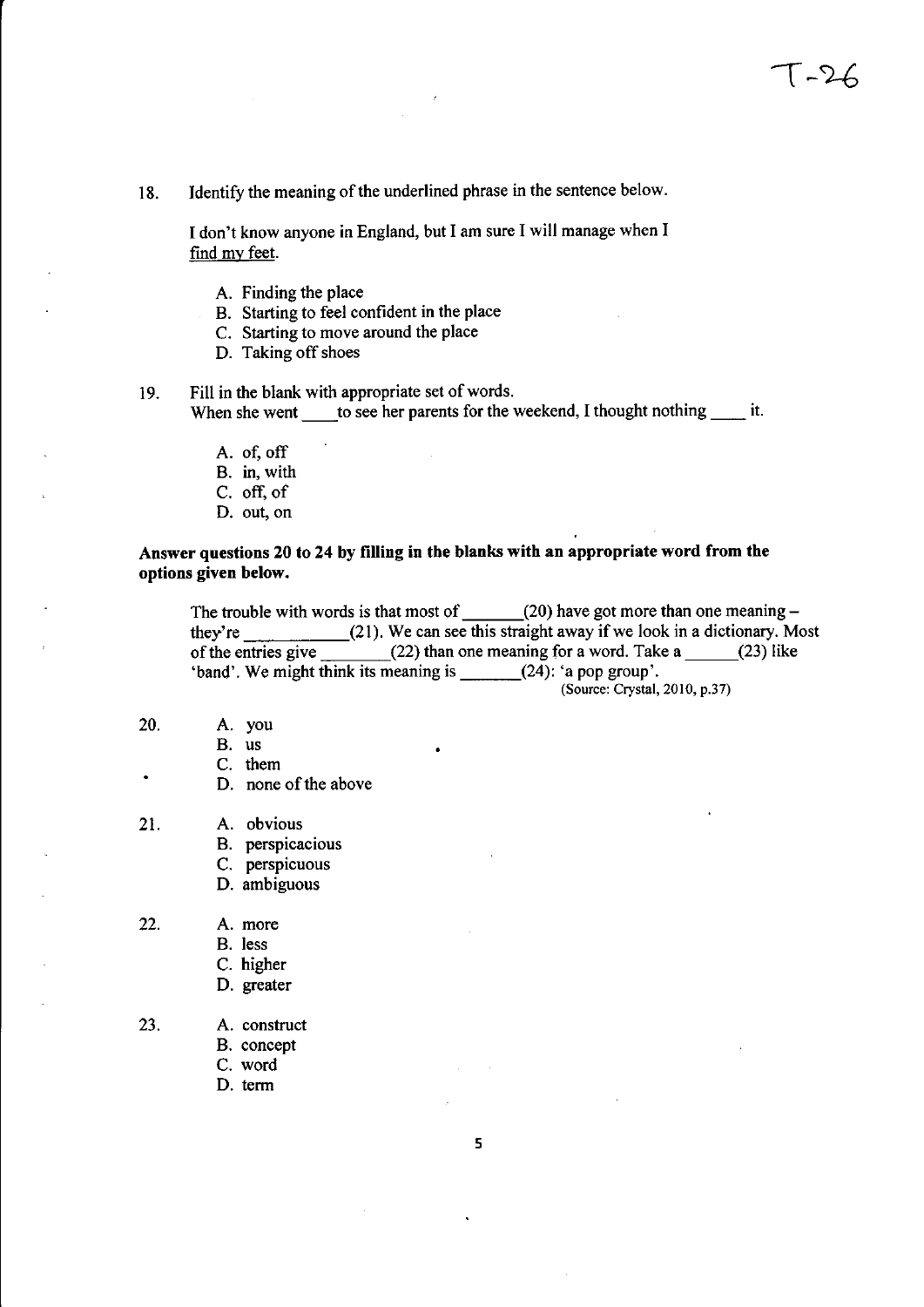18. Identify the meaning of the underlined phrase in the sentence below.

    I don't know anyone in England, but I am sure I will manage when I <u>find my feet</u>.

    A. Finding the place
    B. Starting to feel confident in the place
    C. Starting to move around the place
    D. Taking off shoes

19. Fill in the blank with appropriate set of words.
    When she went ____ to see her parents for the weekend, I thought nothing ____ it.

    A. of, off
    B. in, with
    C. off, of
    D. out, on

**Answer questions 20 to 24 by filling in the blanks with an appropriate word from the options given below.**

> The trouble with words is that most of _______(20) have got more than one meaning – they're ____________(21). We can see this straight away if we look in a dictionary. Most of the entries give ________(22) than one meaning for a word. Take a ______(23) like 'band'. We might think its meaning is _______(24): 'a pop group'.
>
> (Source: Crystal, 2010, p.37)

20.
    A. you
    B. us
    C. them
    D. none of the above

21.
    A. obvious
    B. perspicacious
    C. perspicuous
    D. ambiguous

22.
    A. more
    B. less
    C. higher
    D. greater

23.
    A. construct
    B. concept
    C. word
    D. term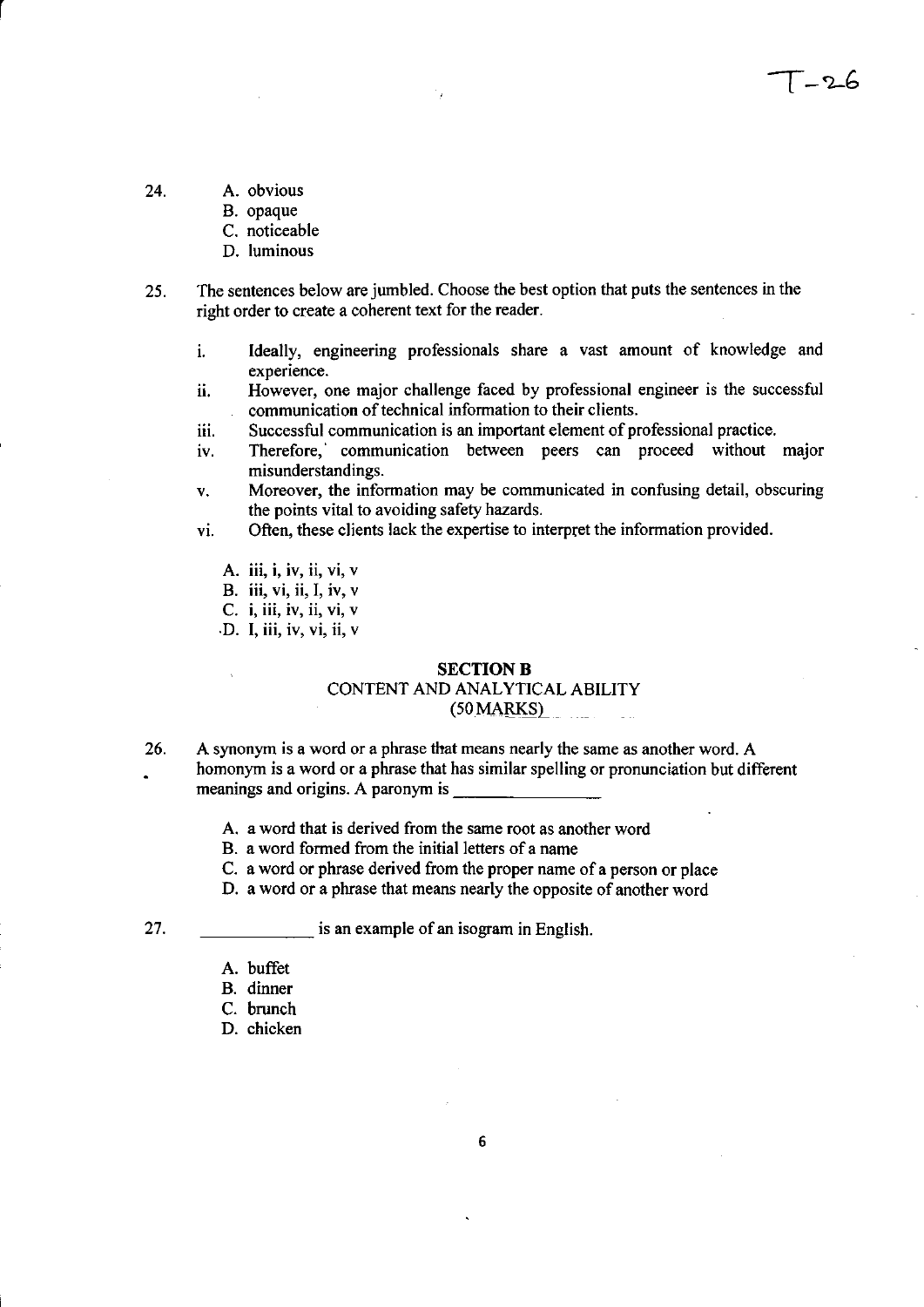24.
   A. obvious
   B. opaque
   C. noticeable
   D. luminous

25. The sentences below are jumbled. Choose the best option that puts the sentences in the right order to create a coherent text for the reader.

   i. Ideally, engineering professionals share a vast amount of knowledge and experience.
   ii. However, one major challenge faced by professional engineer is the successful communication of technical information to their clients.
   iii. Successful communication is an important element of professional practice.
   iv. Therefore, communication between peers can proceed without major misunderstandings.
   v. Moreover, the information may be communicated in confusing detail, obscuring the points vital to avoiding safety hazards.
   vi. Often, these clients lack the expertise to interpret the information provided.

   A. iii, i, iv, ii, vi, v
   B. iii, vi, ii, I, iv, v
   C. i, iii, iv, ii, vi, v
   D. I, iii, iv, vi, ii, v

## SECTION B

### CONTENT AND ANALYTICAL ABILITY
### (50 MARKS)

26. A synonym is a word or a phrase that means nearly the same as another word. A homonym is a word or a phrase that has similar spelling or pronunciation but different meanings and origins. A paronym is ________________

   A. a word that is derived from the same root as another word
   B. a word formed from the initial letters of a name
   C. a word or phrase derived from the proper name of a person or place
   D. a word or a phrase that means nearly the opposite of another word

27. ____________ is an example of an isogram in English.

   A. buffet
   B. dinner
   C. brunch
   D. chicken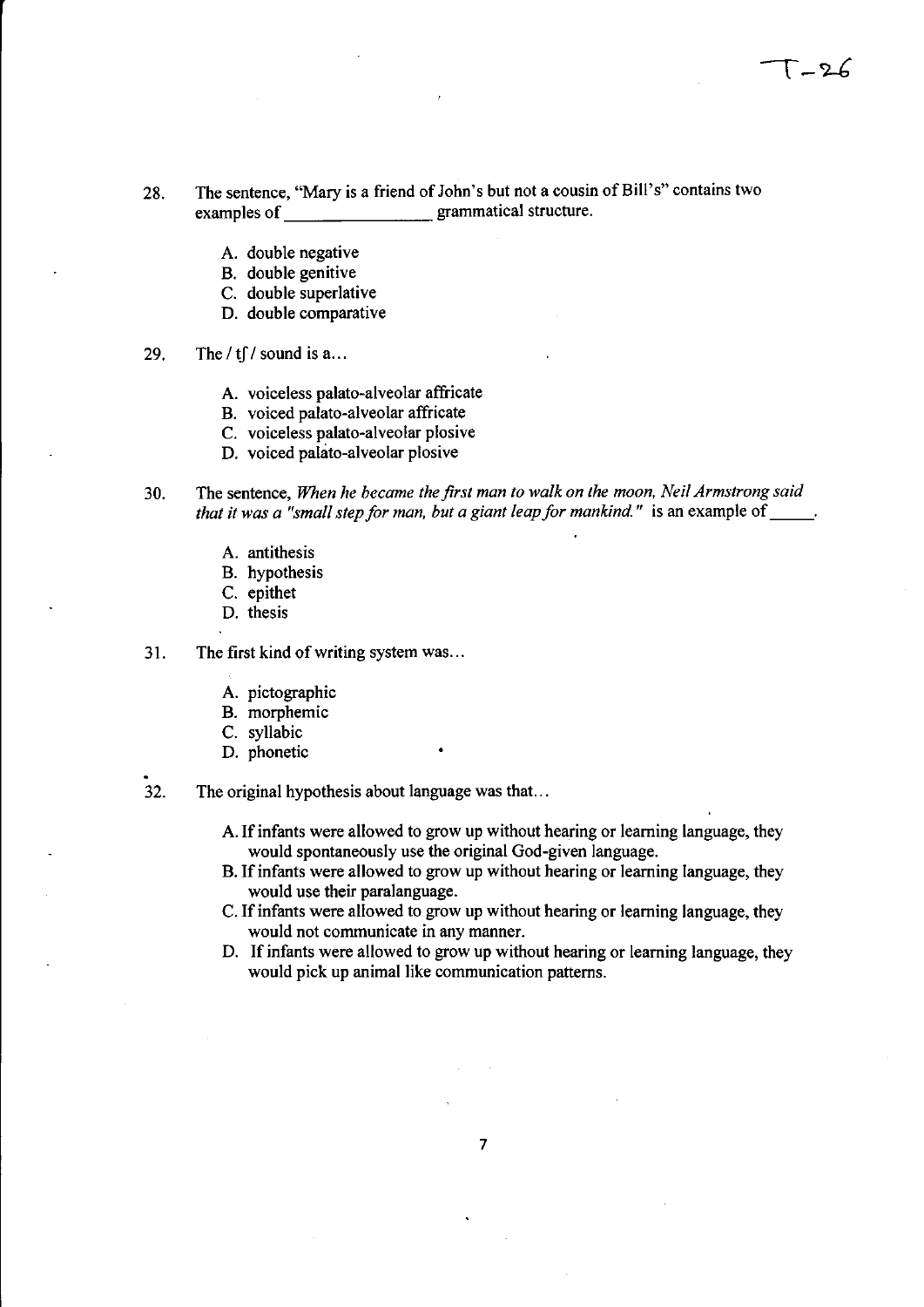28. The sentence, "Mary is a friend of John's but not a cousin of Bill's" contains two examples of ________________ grammatical structure.

    A. double negative
    B. double genitive
    C. double superlative
    D. double comparative

29. The / tʃ / sound is a...

    A. voiceless palato-alveolar affricate
    B. voiced palato-alveolar affricate
    C. voiceless palato-alveolar plosive
    D. voiced palato-alveolar plosive

30. The sentence, *When he became the first man to walk on the moon, Neil Armstrong said that it was a "small step for man, but a giant leap for mankind."* is an example of _____.

    A. antithesis
    B. hypothesis
    C. epithet
    D. thesis

31. The first kind of writing system was...

    A. pictographic
    B. morphemic
    C. syllabic
    D. phonetic

32. The original hypothesis about language was that...

    A. If infants were allowed to grow up without hearing or learning language, they would spontaneously use the original God-given language.
    B. If infants were allowed to grow up without hearing or learning language, they would use their paralanguage.
    C. If infants were allowed to grow up without hearing or learning language, they would not communicate in any manner.
    D. If infants were allowed to grow up without hearing or learning language, they would pick up animal like communication patterns.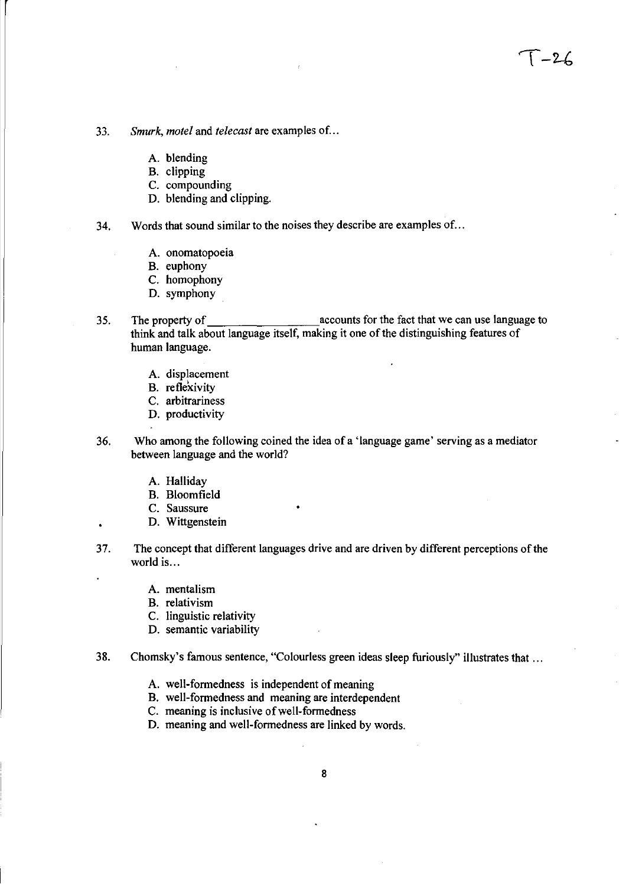33. *Smurk, motel* and *telecast* are examples of...

    A. blending
    B. clipping
    C. compounding
    D. blending and clipping.

34. Words that sound similar to the noises they describe are examples of...

    A. onomatopoeia
    B. euphony
    C. homophony
    D. symphony

35. The property of ________________ accounts for the fact that we can use language to think and talk about language itself, making it one of the distinguishing features of human language.

    A. displacement
    B. reflexivity
    C. arbitrariness
    D. productivity

36. Who among the following coined the idea of a 'language game' serving as a mediator between language and the world?

    A. Halliday
    B. Bloomfield
    C. Saussure
    D. Wittgenstein

37. The concept that different languages drive and are driven by different perceptions of the world is...

    A. mentalism
    B. relativism
    C. linguistic relativity
    D. semantic variability

38. Chomsky's famous sentence, "Colourless green ideas sleep furiously" illustrates that ...

    A. well-formedness is independent of meaning
    B. well-formedness and meaning are interdependent
    C. meaning is inclusive of well-formedness
    D. meaning and well-formedness are linked by words.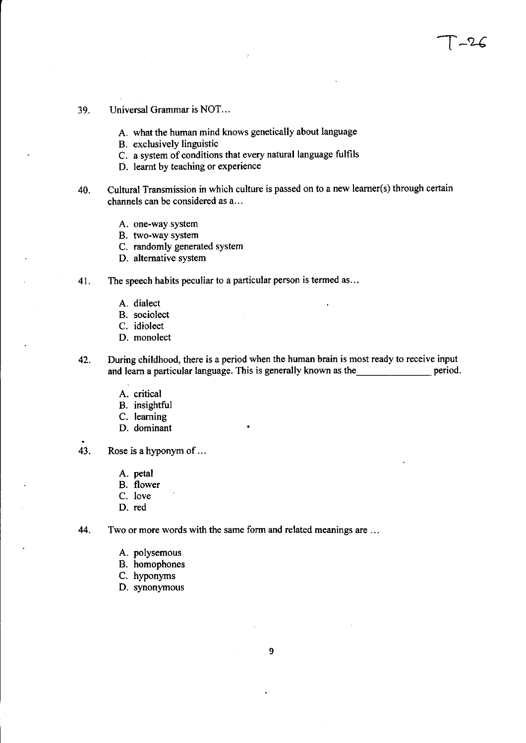39. Universal Grammar is NOT…

 A. what the human mind knows genetically about language
 B. exclusively linguistic
 C. a system of conditions that every natural language fulfils
 D. learnt by teaching or experience

40. Cultural Transmission in which culture is passed on to a new learner(s) through certain channels can be considered as a…

 A. one-way system
 B. two-way system
 C. randomly generated system
 D. alternative system

41. The speech habits peculiar to a particular person is termed as…

 A. dialect
 B. sociolect
 C. idiolect
 D. monolect

42. During childhood, there is a period when the human brain is most ready to receive input and learn a particular language. This is generally known as the_______________ period.

 A. critical
 B. insightful
 C. learning
 D. dominant

43. Rose is a hyponym of …

 A. petal
 B. flower
 C. love
 D. red

44. Two or more words with the same form and related meanings are …

 A. polysemous
 B. homophones
 C. hyponyms
 D. synonymous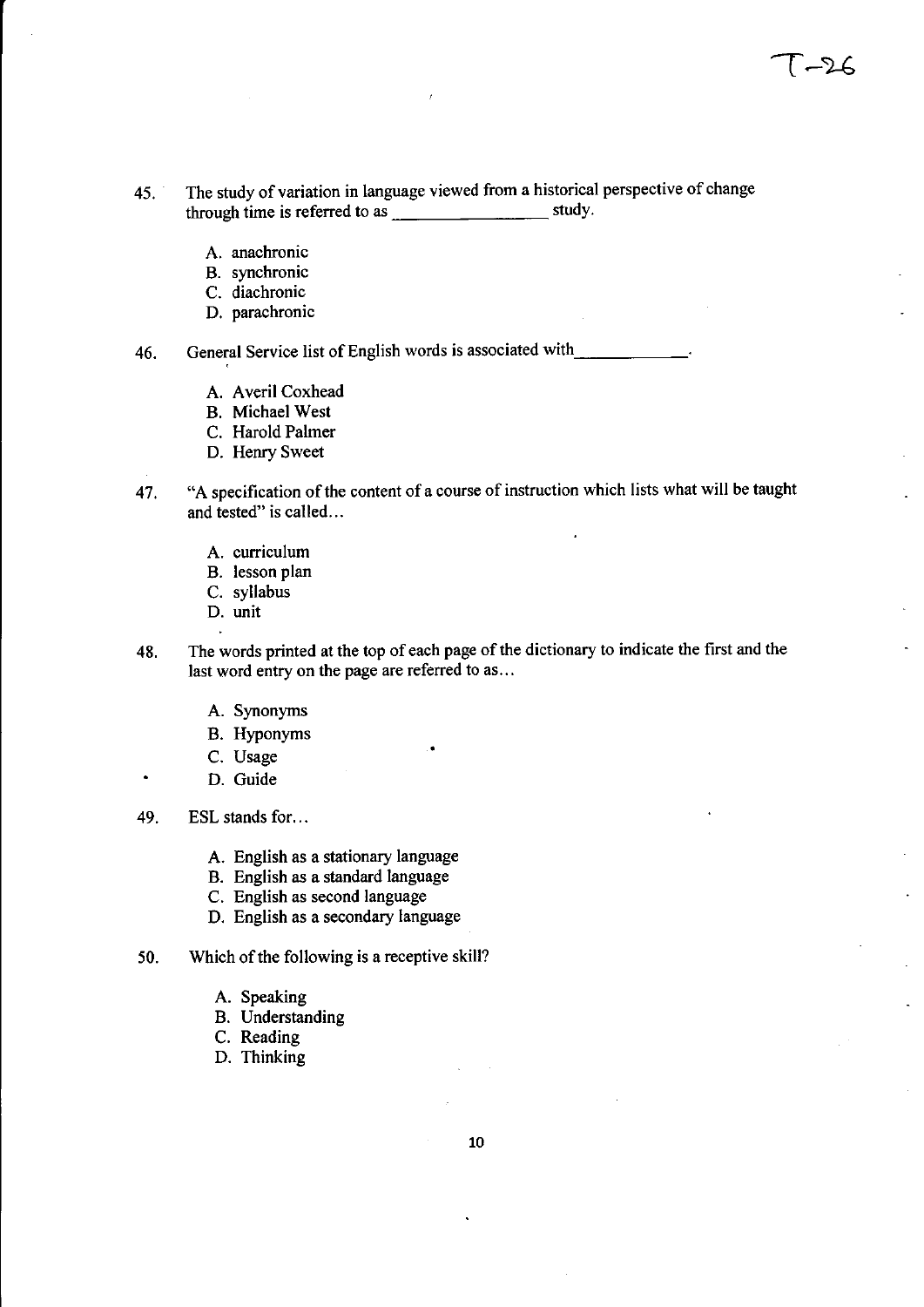45. The study of variation in language viewed from a historical perspective of change through time is referred to as ________________ study.

   A. anachronic
   B. synchronic
   C. diachronic
   D. parachronic

46. General Service list of English words is associated with____________.

   A. Averil Coxhead
   B. Michael West
   C. Harold Palmer
   D. Henry Sweet

47. "A specification of the content of a course of instruction which lists what will be taught and tested" is called...

   A. curriculum
   B. lesson plan
   C. syllabus
   D. unit

48. The words printed at the top of each page of the dictionary to indicate the first and the last word entry on the page are referred to as...

   A. Synonyms
   B. Hyponyms
   C. Usage
   D. Guide

49. ESL stands for...

   A. English as a stationary language
   B. English as a standard language
   C. English as second language
   D. English as a secondary language

50. Which of the following is a receptive skill?

   A. Speaking
   B. Understanding
   C. Reading
   D. Thinking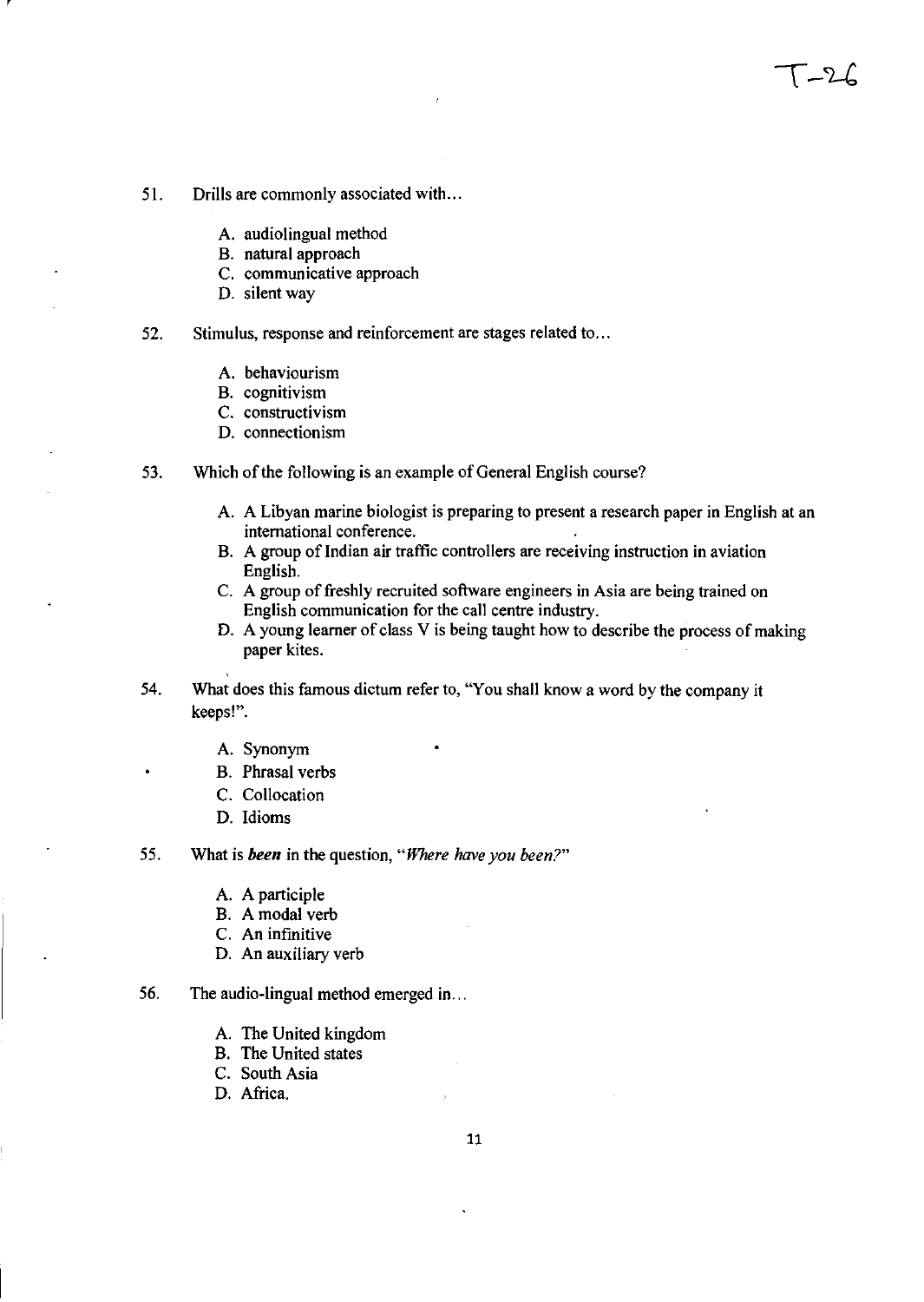T-26

51. Drills are commonly associated with…

    A. audiolingual method
    B. natural approach
    C. communicative approach
    D. silent way

52. Stimulus, response and reinforcement are stages related to…

    A. behaviourism
    B. cognitivism
    C. constructivism
    D. connectionism

53. Which of the following is an example of General English course?

    A. A Libyan marine biologist is preparing to present a research paper in English at an international conference.
    B. A group of Indian air traffic controllers are receiving instruction in aviation English.
    C. A group of freshly recruited software engineers in Asia are being trained on English communication for the call centre industry.
    D. A young learner of class V is being taught how to describe the process of making paper kites.

54. What does this famous dictum refer to, "You shall know a word by the company it keeps!".

    A. Synonym
    B. Phrasal verbs
    C. Collocation
    D. Idioms

55. What is ***been*** in the question, "*Where have you been?*"

    A. A participle
    B. A modal verb
    C. An infinitive
    D. An auxiliary verb

56. The audio-lingual method emerged in…

    A. The United kingdom
    B. The United states
    C. South Asia
    D. Africa.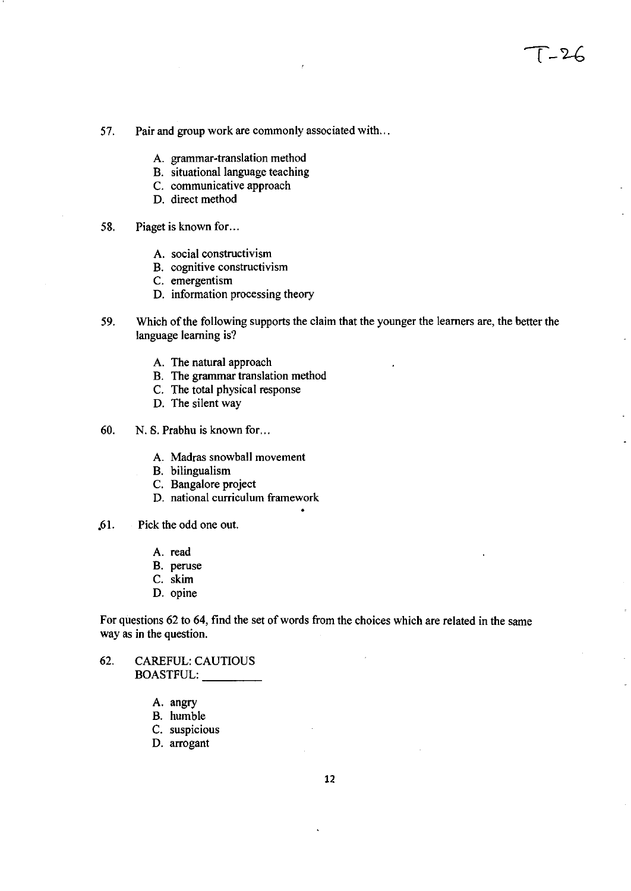57. Pair and group work are commonly associated with...

   A. grammar-translation method
   B. situational language teaching
   C. communicative approach
   D. direct method

58. Piaget is known for...

   A. social constructivism
   B. cognitive constructivism
   C. emergentism
   D. information processing theory

59. Which of the following supports the claim that the younger the learners are, the better the language learning is?

   A. The natural approach
   B. The grammar translation method
   C. The total physical response
   D. The silent way

60. N. S. Prabhu is known for...

   A. Madras snowball movement
   B. bilingualism
   C. Bangalore project
   D. national curriculum framework

61. Pick the odd one out.

   A. read
   B. peruse
   C. skim
   D. opine

For questions 62 to 64, find the set of words from the choices which are related in the same way as in the question.

62. CAREFUL: CAUTIOUS
    BOASTFUL: _________

   A. angry
   B. humble
   C. suspicious
   D. arrogant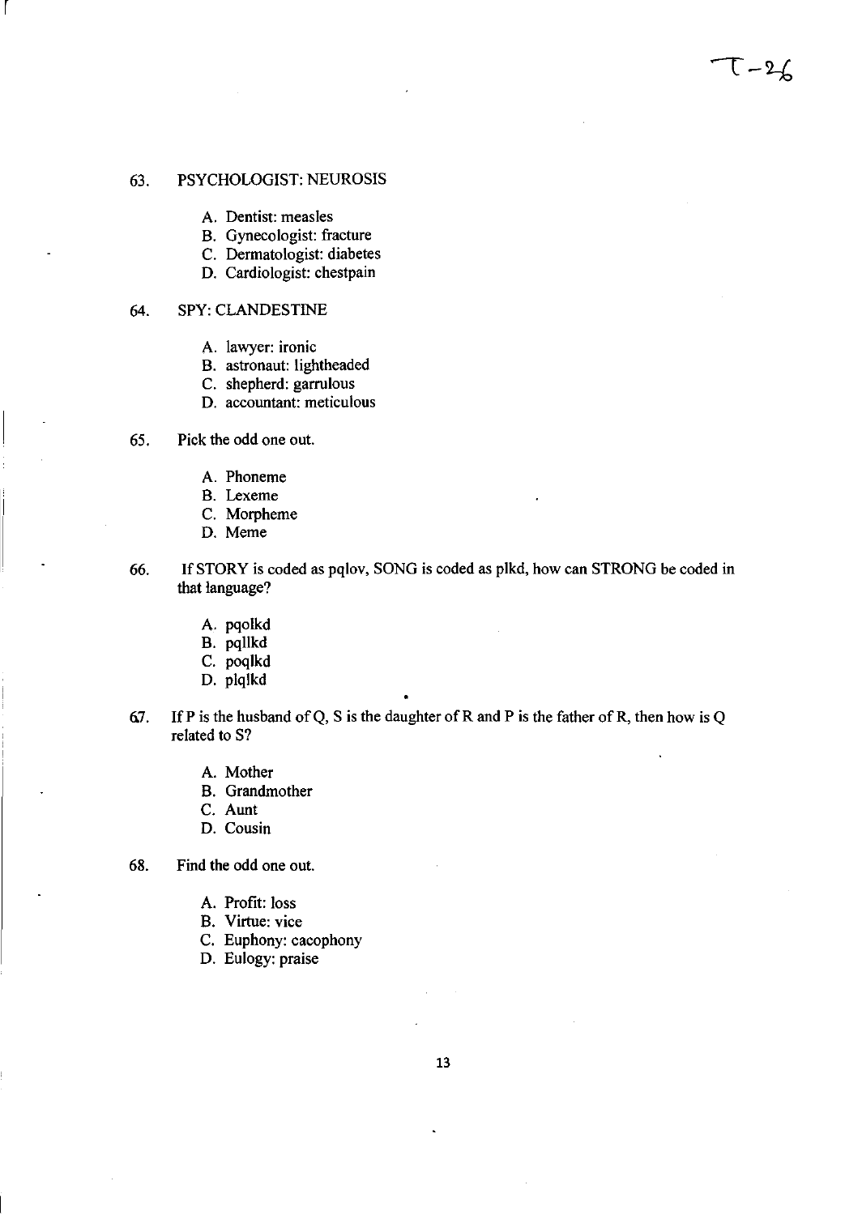63. PSYCHOLOGIST: NEUROSIS

   A. Dentist: measles
   B. Gynecologist: fracture
   C. Dermatologist: diabetes
   D. Cardiologist: chestpain

64. SPY: CLANDESTINE

   A. lawyer: ironic
   B. astronaut: lightheaded
   C. shepherd: garrulous
   D. accountant: meticulous

65. Pick the odd one out.

   A. Phoneme
   B. Lexeme
   C. Morpheme
   D. Meme

66. If STORY is coded as pqlov, SONG is coded as plkd, how can STRONG be coded in that language?

   A. pqolkd
   B. pqllkd
   C. poqlkd
   D. plqlkd

67. If P is the husband of Q, S is the daughter of R and P is the father of R, then how is Q related to S?

   A. Mother
   B. Grandmother
   C. Aunt
   D. Cousin

68. Find the odd one out.

   A. Profit: loss
   B. Virtue: vice
   C. Euphony: cacophony
   D. Eulogy: praise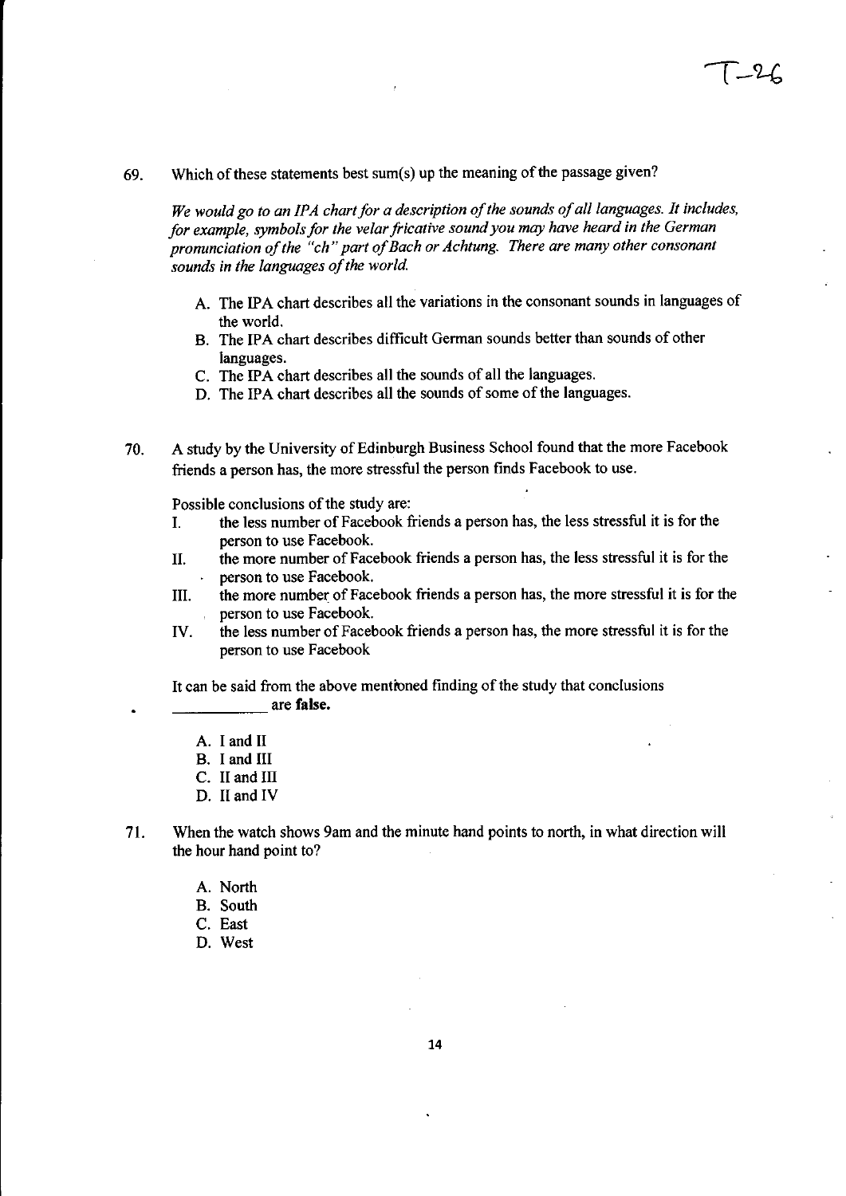69. Which of these statements best sum(s) up the meaning of the passage given?

*We would go to an IPA chart for a description of the sounds of all languages. It includes, for example, symbols for the velar fricative sound you may have heard in the German pronunciation of the "ch" part of Bach or Achtung. There are many other consonant sounds in the languages of the world.*

A. The IPA chart describes all the variations in the consonant sounds in languages of the world.
B. The IPA chart describes difficult German sounds better than sounds of other languages.
C. The IPA chart describes all the sounds of all the languages.
D. The IPA chart describes all the sounds of some of the languages.

70. A study by the University of Edinburgh Business School found that the more Facebook friends a person has, the more stressful the person finds Facebook to use.

Possible conclusions of the study are:

I. the less number of Facebook friends a person has, the less stressful it is for the person to use Facebook.
II. the more number of Facebook friends a person has, the less stressful it is for the person to use Facebook.
III. the more number of Facebook friends a person has, the more stressful it is for the person to use Facebook.
IV. the less number of Facebook friends a person has, the more stressful it is for the person to use Facebook

It can be said from the above mentioned finding of the study that conclusions ____________ are **false.**

A. I and II
B. I and III
C. II and III
D. II and IV

71. When the watch shows 9am and the minute hand points to north, in what direction will the hour hand point to?

A. North
B. South
C. East
D. West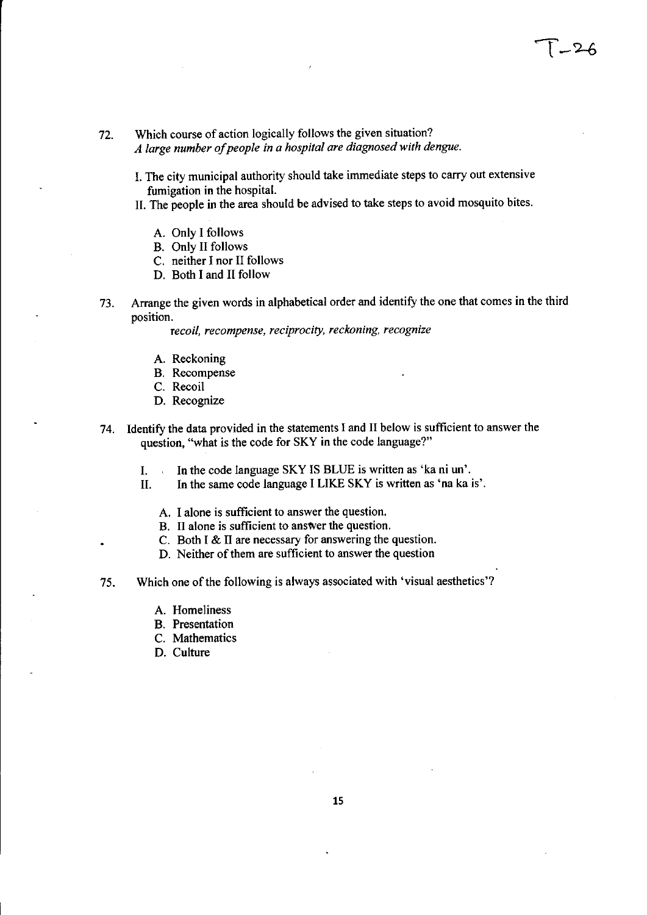72. Which course of action logically follows the given situation?
*A large number of people in a hospital are diagnosed with dengue.*

I. The city municipal authority should take immediate steps to carry out extensive fumigation in the hospital.
II. The people in the area should be advised to take steps to avoid mosquito bites.

A. Only I follows
B. Only II follows
C. neither I nor II follows
D. Both I and II follow

73. Arrange the given words in alphabetical order and identify the one that comes in the third position.
*recoil, recompense, reciprocity, reckoning, recognize*

A. Reckoning
B. Recompense
C. Recoil
D. Recognize

74. Identify the data provided in the statements I and II below is sufficient to answer the question, "what is the code for SKY in the code language?"

I. In the code language SKY IS BLUE is written as 'ka ni un'.
II. In the same code language I LIKE SKY is written as 'na ka is'.

A. I alone is sufficient to answer the question.
B. II alone is sufficient to answer the question.
C. Both I & II are necessary for answering the question.
D. Neither of them are sufficient to answer the question

75. Which one of the following is always associated with 'visual aesthetics'?

A. Homeliness
B. Presentation
C. Mathematics
D. Culture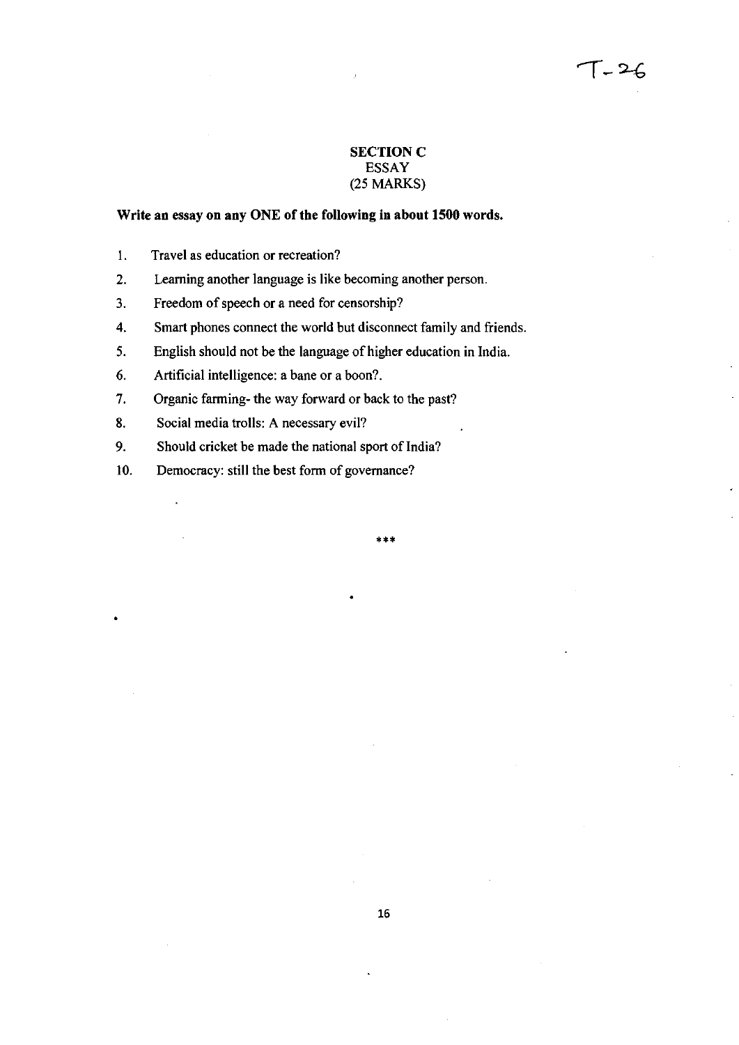T-26

## SECTION C
### ESSAY
### (25 MARKS)

**Write an essay on any ONE of the following in about 1500 words.**

1. Travel as education or recreation?
2. Learning another language is like becoming another person.
3. Freedom of speech or a need for censorship?
4. Smart phones connect the world but disconnect family and friends.
5. English should not be the language of higher education in India.
6. Artificial intelligence: a bane or a boon?.
7. Organic farming- the way forward or back to the past?
8. Social media trolls: A necessary evil?
9. Should cricket be made the national sport of India?
10. Democracy: still the best form of governance?

***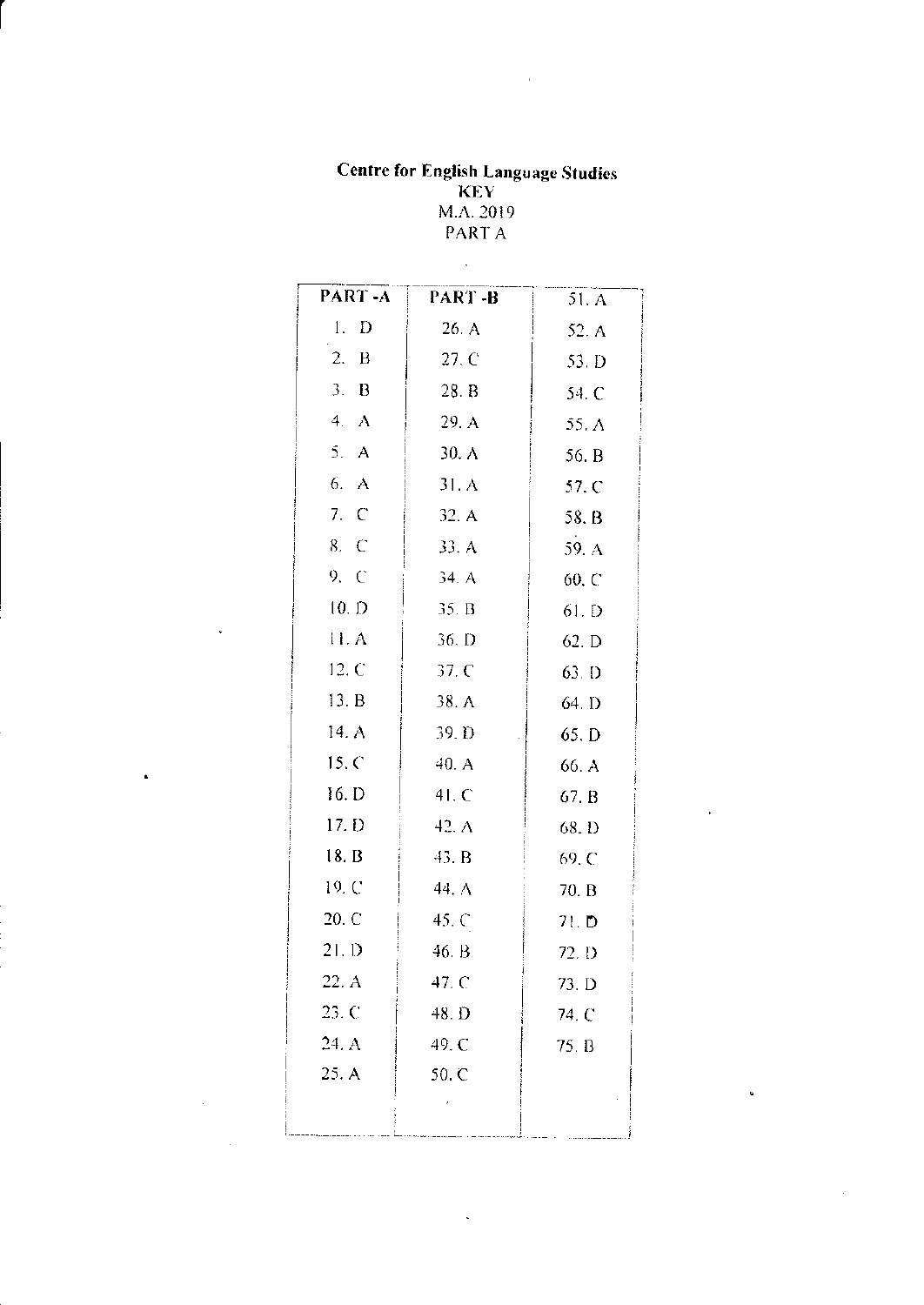**Centre for English Language Studies**
**KEY**
M.A. 2019
PART A

| PART -A | PART -B | 51. A |
|---|---|---|
| 1. D | 26. A | 52. A |
| 2. B | 27. C | 53. D |
| 3. B | 28. B | 54. C |
| 4. A | 29. A | 55. A |
| 5. A | 30. A | 56. B |
| 6. A | 31. A | 57. C |
| 7. C | 32. A | 58. B |
| 8. C | 33. A | 59. A |
| 9. C | 34. A | 60. C |
| 10. D | 35. B | 61. D |
| 11. A | 36. D | 62. D |
| 12. C | 37. C | 63. D |
| 13. B | 38. A | 64. D |
| 14. A | 39. D | 65. D |
| 15. C | 40. A | 66. A |
| 16. D | 41. C | 67. B |
| 17. D | 42. A | 68. D |
| 18. B | 43. B | 69. C |
| 19. C | 44. A | 70. B |
| 20. C | 45. C | 71. D |
| 21. D | 46. B | 72. D |
| 22. A | 47. C | 73. D |
| 23. C | 48. D | 74. C |
| 24. A | 49. C | 75. B |
| 25. A | 50. C | |